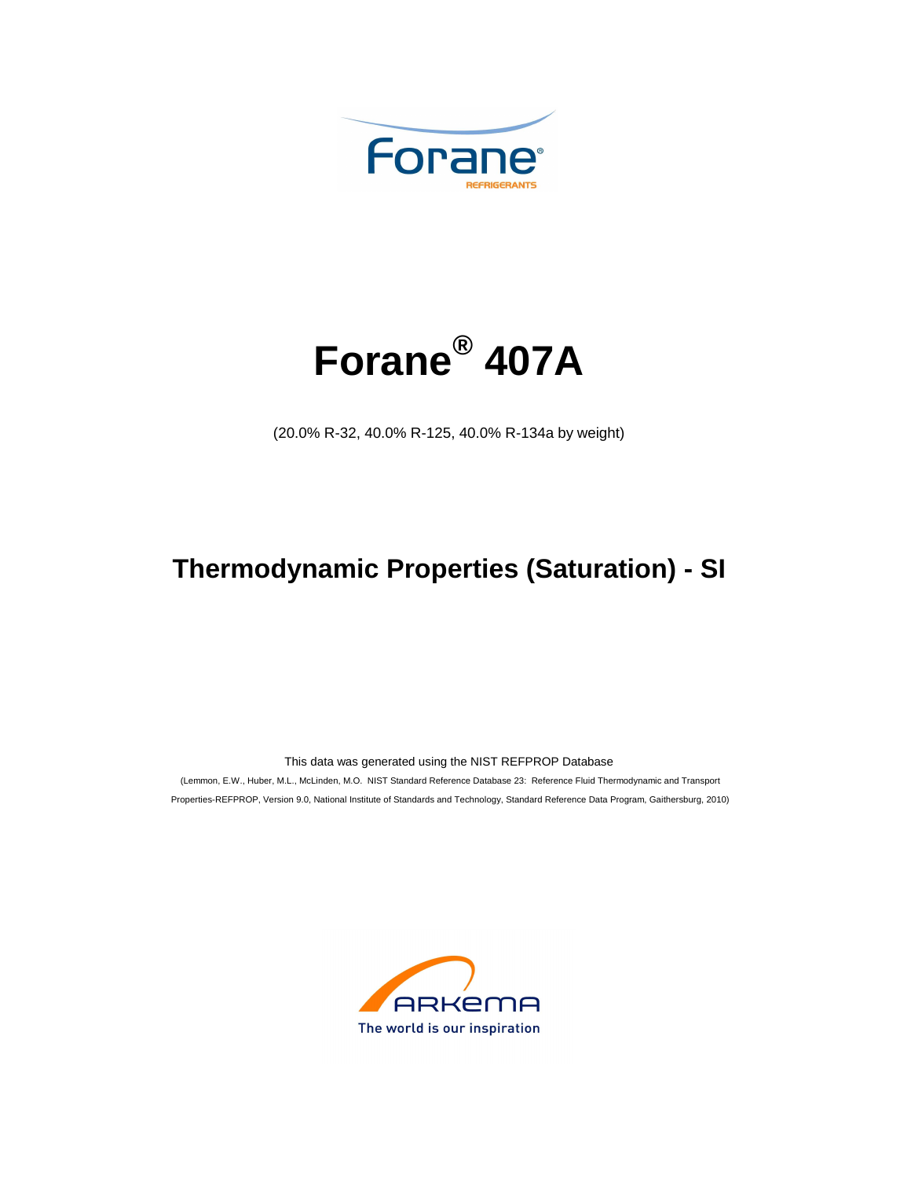Forane®
REFRIGERANTS

# Forane® 407A

(20.0% R-32, 40.0% R-125, 40.0% R-134a by weight)

## Thermodynamic Properties (Saturation) - SI

This data was generated using the NIST REFPROP Database

(Lemmon, E.W., Huber, M.L., McLinden, M.O. NIST Standard Reference Database 23: Reference Fluid Thermodynamic and Transport Properties-REFPROP, Version 9.0, National Institute of Standards and Technology, Standard Reference Data Program, Gaithersburg, 2010)

ARKEMA
The world is our inspiration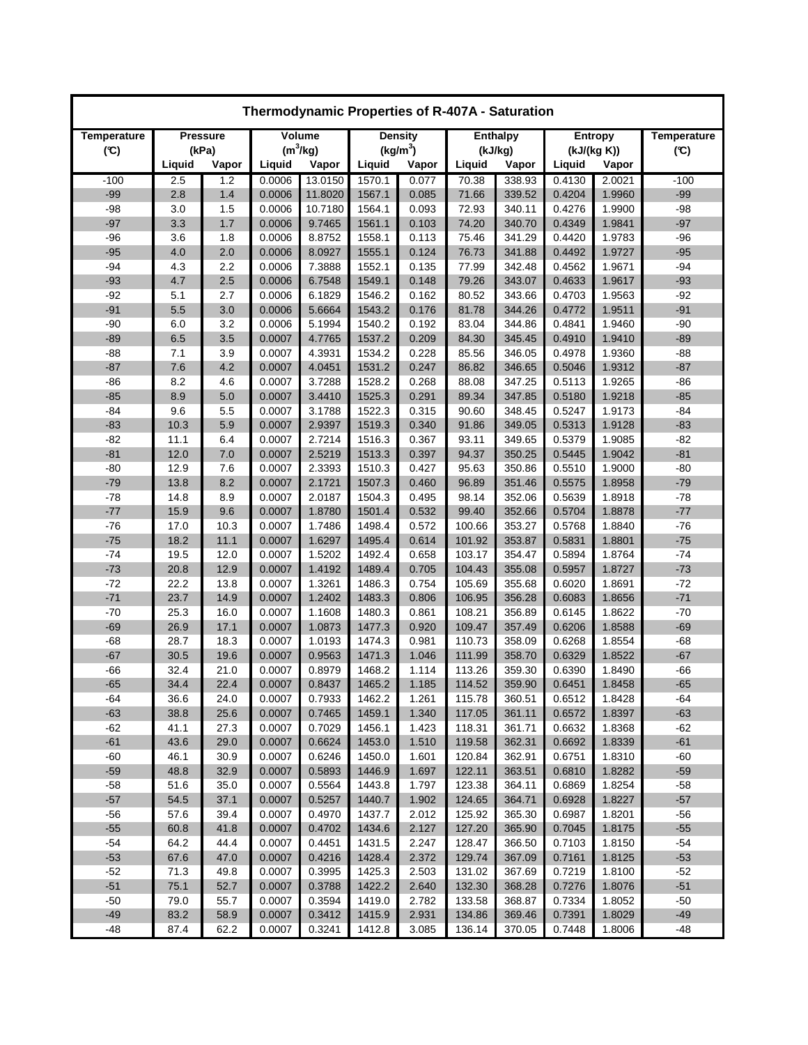# Thermodynamic Properties of R-407A - Saturation

| Temperature (°C) | Pressure (kPa) | | Volume ($m^3$/kg) | | Density ($kg/m^3$) | | Enthalpy (kJ/kg) | | Entropy (kJ/(kg K)) | | Temperature (°C) |
|---|---|---|---|---|---|---|---|---|---|---|---|
| | Liquid | Vapor | Liquid | Vapor | Liquid | Vapor | Liquid | Vapor | Liquid | Vapor | |
| -100 | 2.5 | 1.2 | 0.0006 | 13.0150 | 1570.1 | 0.077 | 70.38 | 338.93 | 0.4130 | 2.0021 | -100 |
| -99 | 2.8 | 1.4 | 0.0006 | 11.8020 | 1567.1 | 0.085 | 71.66 | 339.52 | 0.4204 | 1.9960 | -99 |
| -98 | 3.0 | 1.5 | 0.0006 | 10.7180 | 1564.1 | 0.093 | 72.93 | 340.11 | 0.4276 | 1.9900 | -98 |
| -97 | 3.3 | 1.7 | 0.0006 | 9.7465 | 1561.1 | 0.103 | 74.20 | 340.70 | 0.4349 | 1.9841 | -97 |
| -96 | 3.6 | 1.8 | 0.0006 | 8.8752 | 1558.1 | 0.113 | 75.46 | 341.29 | 0.4420 | 1.9783 | -96 |
| -95 | 4.0 | 2.0 | 0.0006 | 8.0927 | 1555.1 | 0.124 | 76.73 | 341.88 | 0.4492 | 1.9727 | -95 |
| -94 | 4.3 | 2.2 | 0.0006 | 7.3888 | 1552.1 | 0.135 | 77.99 | 342.48 | 0.4562 | 1.9671 | -94 |
| -93 | 4.7 | 2.5 | 0.0006 | 6.7548 | 1549.1 | 0.148 | 79.26 | 343.07 | 0.4633 | 1.9617 | -93 |
| -92 | 5.1 | 2.7 | 0.0006 | 6.1829 | 1546.2 | 0.162 | 80.52 | 343.66 | 0.4703 | 1.9563 | -92 |
| -91 | 5.5 | 3.0 | 0.0006 | 5.6664 | 1543.2 | 0.176 | 81.78 | 344.26 | 0.4772 | 1.9511 | -91 |
| -90 | 6.0 | 3.2 | 0.0006 | 5.1994 | 1540.2 | 0.192 | 83.04 | 344.86 | 0.4841 | 1.9460 | -90 |
| -89 | 6.5 | 3.5 | 0.0007 | 4.7765 | 1537.2 | 0.209 | 84.30 | 345.45 | 0.4910 | 1.9410 | -89 |
| -88 | 7.1 | 3.9 | 0.0007 | 4.3931 | 1534.2 | 0.228 | 85.56 | 346.05 | 0.4978 | 1.9360 | -88 |
| -87 | 7.6 | 4.2 | 0.0007 | 4.0451 | 1531.2 | 0.247 | 86.82 | 346.65 | 0.5046 | 1.9312 | -87 |
| -86 | 8.2 | 4.6 | 0.0007 | 3.7288 | 1528.2 | 0.268 | 88.08 | 347.25 | 0.5113 | 1.9265 | -86 |
| -85 | 8.9 | 5.0 | 0.0007 | 3.4410 | 1525.3 | 0.291 | 89.34 | 347.85 | 0.5180 | 1.9218 | -85 |
| -84 | 9.6 | 5.5 | 0.0007 | 3.1788 | 1522.3 | 0.315 | 90.60 | 348.45 | 0.5247 | 1.9173 | -84 |
| -83 | 10.3 | 5.9 | 0.0007 | 2.9397 | 1519.3 | 0.340 | 91.86 | 349.05 | 0.5313 | 1.9128 | -83 |
| -82 | 11.1 | 6.4 | 0.0007 | 2.7214 | 1516.3 | 0.367 | 93.11 | 349.65 | 0.5379 | 1.9085 | -82 |
| -81 | 12.0 | 7.0 | 0.0007 | 2.5219 | 1513.3 | 0.397 | 94.37 | 350.25 | 0.5445 | 1.9042 | -81 |
| -80 | 12.9 | 7.6 | 0.0007 | 2.3393 | 1510.3 | 0.427 | 95.63 | 350.86 | 0.5510 | 1.9000 | -80 |
| -79 | 13.8 | 8.2 | 0.0007 | 2.1721 | 1507.3 | 0.460 | 96.89 | 351.46 | 0.5575 | 1.8958 | -79 |
| -78 | 14.8 | 8.9 | 0.0007 | 2.0187 | 1504.3 | 0.495 | 98.14 | 352.06 | 0.5639 | 1.8918 | -78 |
| -77 | 15.9 | 9.6 | 0.0007 | 1.8780 | 1501.4 | 0.532 | 99.40 | 352.66 | 0.5704 | 1.8878 | -77 |
| -76 | 17.0 | 10.3 | 0.0007 | 1.7486 | 1498.4 | 0.572 | 100.66 | 353.27 | 0.5768 | 1.8840 | -76 |
| -75 | 18.2 | 11.1 | 0.0007 | 1.6297 | 1495.4 | 0.614 | 101.92 | 353.87 | 0.5831 | 1.8801 | -75 |
| -74 | 19.5 | 12.0 | 0.0007 | 1.5202 | 1492.4 | 0.658 | 103.17 | 354.47 | 0.5894 | 1.8764 | -74 |
| -73 | 20.8 | 12.9 | 0.0007 | 1.4192 | 1489.4 | 0.705 | 104.43 | 355.08 | 0.5957 | 1.8727 | -73 |
| -72 | 22.2 | 13.8 | 0.0007 | 1.3261 | 1486.3 | 0.754 | 105.69 | 355.68 | 0.6020 | 1.8691 | -72 |
| -71 | 23.7 | 14.9 | 0.0007 | 1.2402 | 1483.3 | 0.806 | 106.95 | 356.28 | 0.6083 | 1.8656 | -71 |
| -70 | 25.3 | 16.0 | 0.0007 | 1.1608 | 1480.3 | 0.861 | 108.21 | 356.89 | 0.6145 | 1.8622 | -70 |
| -69 | 26.9 | 17.1 | 0.0007 | 1.0873 | 1477.3 | 0.920 | 109.47 | 357.49 | 0.6206 | 1.8588 | -69 |
| -68 | 28.7 | 18.3 | 0.0007 | 1.0193 | 1474.3 | 0.981 | 110.73 | 358.09 | 0.6268 | 1.8554 | -68 |
| -67 | 30.5 | 19.6 | 0.0007 | 0.9563 | 1471.3 | 1.046 | 111.99 | 358.70 | 0.6329 | 1.8522 | -67 |
| -66 | 32.4 | 21.0 | 0.0007 | 0.8979 | 1468.2 | 1.114 | 113.26 | 359.30 | 0.6390 | 1.8490 | -66 |
| -65 | 34.4 | 22.4 | 0.0007 | 0.8437 | 1465.2 | 1.185 | 114.52 | 359.90 | 0.6451 | 1.8458 | -65 |
| -64 | 36.6 | 24.0 | 0.0007 | 0.7933 | 1462.2 | 1.261 | 115.78 | 360.51 | 0.6512 | 1.8428 | -64 |
| -63 | 38.8 | 25.6 | 0.0007 | 0.7465 | 1459.1 | 1.340 | 117.05 | 361.11 | 0.6572 | 1.8397 | -63 |
| -62 | 41.1 | 27.3 | 0.0007 | 0.7029 | 1456.1 | 1.423 | 118.31 | 361.71 | 0.6632 | 1.8368 | -62 |
| -61 | 43.6 | 29.0 | 0.0007 | 0.6624 | 1453.0 | 1.510 | 119.58 | 362.31 | 0.6692 | 1.8339 | -61 |
| -60 | 46.1 | 30.9 | 0.0007 | 0.6246 | 1450.0 | 1.601 | 120.84 | 362.91 | 0.6751 | 1.8310 | -60 |
| -59 | 48.8 | 32.9 | 0.0007 | 0.5893 | 1446.9 | 1.697 | 122.11 | 363.51 | 0.6810 | 1.8282 | -59 |
| -58 | 51.6 | 35.0 | 0.0007 | 0.5564 | 1443.8 | 1.797 | 123.38 | 364.11 | 0.6869 | 1.8254 | -58 |
| -57 | 54.5 | 37.1 | 0.0007 | 0.5257 | 1440.7 | 1.902 | 124.65 | 364.71 | 0.6928 | 1.8227 | -57 |
| -56 | 57.6 | 39.4 | 0.0007 | 0.4970 | 1437.7 | 2.012 | 125.92 | 365.30 | 0.6987 | 1.8201 | -56 |
| -55 | 60.8 | 41.8 | 0.0007 | 0.4702 | 1434.6 | 2.127 | 127.20 | 365.90 | 0.7045 | 1.8175 | -55 |
| -54 | 64.2 | 44.4 | 0.0007 | 0.4451 | 1431.5 | 2.247 | 128.47 | 366.50 | 0.7103 | 1.8150 | -54 |
| -53 | 67.6 | 47.0 | 0.0007 | 0.4216 | 1428.4 | 2.372 | 129.74 | 367.09 | 0.7161 | 1.8125 | -53 |
| -52 | 71.3 | 49.8 | 0.0007 | 0.3995 | 1425.3 | 2.503 | 131.02 | 367.69 | 0.7219 | 1.8100 | -52 |
| -51 | 75.1 | 52.7 | 0.0007 | 0.3788 | 1422.2 | 2.640 | 132.30 | 368.28 | 0.7276 | 1.8076 | -51 |
| -50 | 79.0 | 55.7 | 0.0007 | 0.3594 | 1419.0 | 2.782 | 133.58 | 368.87 | 0.7334 | 1.8052 | -50 |
| -49 | 83.2 | 58.9 | 0.0007 | 0.3412 | 1415.9 | 2.931 | 134.86 | 369.46 | 0.7391 | 1.8029 | -49 |
| -48 | 87.4 | 62.2 | 0.0007 | 0.3241 | 1412.8 | 3.085 | 136.14 | 370.05 | 0.7448 | 1.8006 | -48 |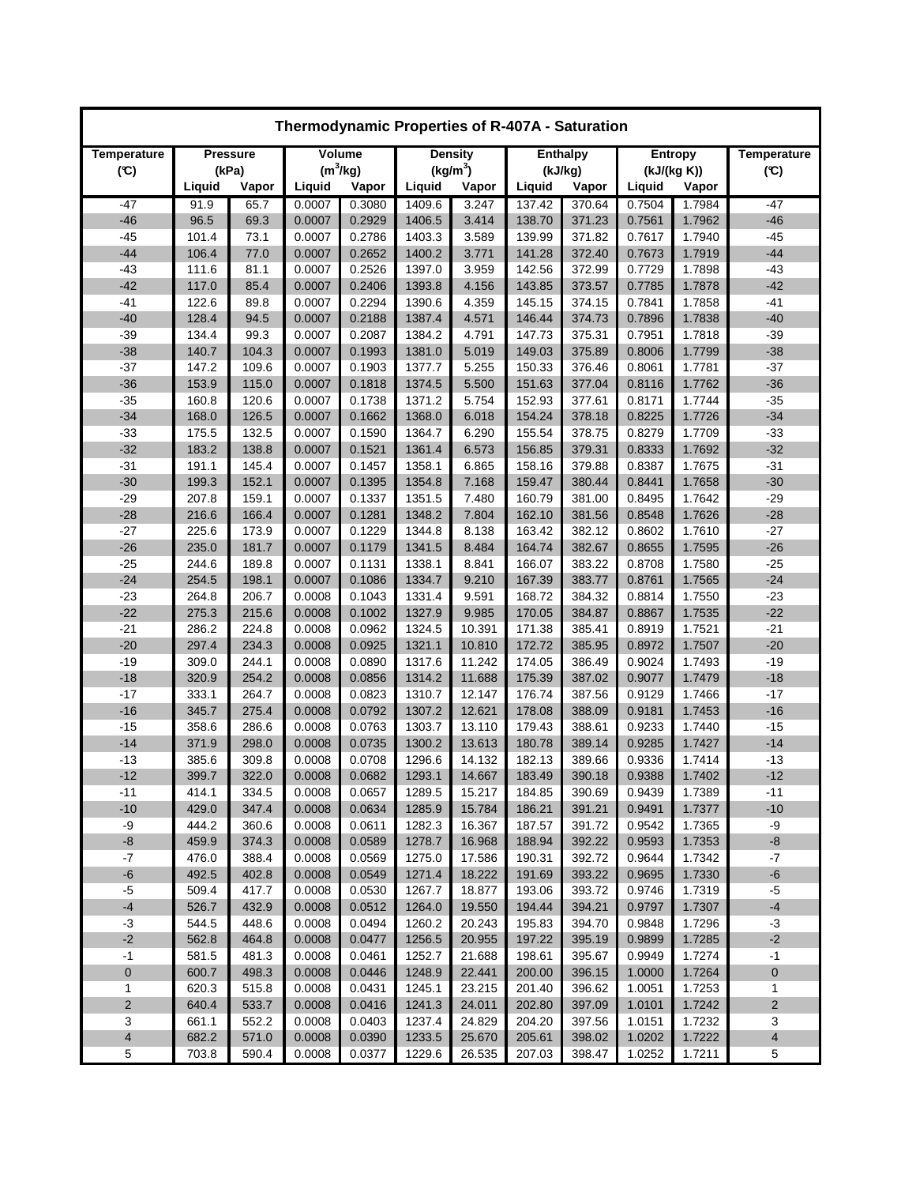| Thermodynamic Properties of R-407A - Saturation | | | | | | | | | | | |
|---|---|---|---|---|---|---|---|---|---|---|---|
| Temperature (℃) | Pressure (kPa) | | Volume ($m^3$/kg) | | Density (kg/$m^3$) | | Enthalpy (kJ/kg) | | Entropy (kJ/(kg K)) | | Temperature (℃) |
| | Liquid | Vapor | Liquid | Vapor | Liquid | Vapor | Liquid | Vapor | Liquid | Vapor | |
| -47 | 91.9 | 65.7 | 0.0007 | 0.3080 | 1409.6 | 3.247 | 137.42 | 370.64 | 0.7504 | 1.7984 | -47 |
| -46 | 96.5 | 69.3 | 0.0007 | 0.2929 | 1406.5 | 3.414 | 138.70 | 371.23 | 0.7561 | 1.7962 | -46 |
| -45 | 101.4 | 73.1 | 0.0007 | 0.2786 | 1403.3 | 3.589 | 139.99 | 371.82 | 0.7617 | 1.7940 | -45 |
| -44 | 106.4 | 77.0 | 0.0007 | 0.2652 | 1400.2 | 3.771 | 141.28 | 372.40 | 0.7673 | 1.7919 | -44 |
| -43 | 111.6 | 81.1 | 0.0007 | 0.2526 | 1397.0 | 3.959 | 142.56 | 372.99 | 0.7729 | 1.7898 | -43 |
| -42 | 117.0 | 85.4 | 0.0007 | 0.2406 | 1393.8 | 4.156 | 143.85 | 373.57 | 0.7785 | 1.7878 | -42 |
| -41 | 122.6 | 89.8 | 0.0007 | 0.2294 | 1390.6 | 4.359 | 145.15 | 374.15 | 0.7841 | 1.7858 | -41 |
| -40 | 128.4 | 94.5 | 0.0007 | 0.2188 | 1387.4 | 4.571 | 146.44 | 374.73 | 0.7896 | 1.7838 | -40 |
| -39 | 134.4 | 99.3 | 0.0007 | 0.2087 | 1384.2 | 4.791 | 147.73 | 375.31 | 0.7951 | 1.7818 | -39 |
| -38 | 140.7 | 104.3 | 0.0007 | 0.1993 | 1381.0 | 5.019 | 149.03 | 375.89 | 0.8006 | 1.7799 | -38 |
| -37 | 147.2 | 109.6 | 0.0007 | 0.1903 | 1377.7 | 5.255 | 150.33 | 376.46 | 0.8061 | 1.7781 | -37 |
| -36 | 153.9 | 115.0 | 0.0007 | 0.1818 | 1374.5 | 5.500 | 151.63 | 377.04 | 0.8116 | 1.7762 | -36 |
| -35 | 160.8 | 120.6 | 0.0007 | 0.1738 | 1371.2 | 5.754 | 152.93 | 377.61 | 0.8171 | 1.7744 | -35 |
| -34 | 168.0 | 126.5 | 0.0007 | 0.1662 | 1368.0 | 6.018 | 154.24 | 378.18 | 0.8225 | 1.7726 | -34 |
| -33 | 175.5 | 132.5 | 0.0007 | 0.1590 | 1364.7 | 6.290 | 155.54 | 378.75 | 0.8279 | 1.7709 | -33 |
| -32 | 183.2 | 138.8 | 0.0007 | 0.1521 | 1361.4 | 6.573 | 156.85 | 379.31 | 0.8333 | 1.7692 | -32 |
| -31 | 191.1 | 145.4 | 0.0007 | 0.1457 | 1358.1 | 6.865 | 158.16 | 379.88 | 0.8387 | 1.7675 | -31 |
| -30 | 199.3 | 152.1 | 0.0007 | 0.1395 | 1354.8 | 7.168 | 159.47 | 380.44 | 0.8441 | 1.7658 | -30 |
| -29 | 207.8 | 159.1 | 0.0007 | 0.1337 | 1351.5 | 7.480 | 160.79 | 381.00 | 0.8495 | 1.7642 | -29 |
| -28 | 216.6 | 166.4 | 0.0007 | 0.1281 | 1348.2 | 7.804 | 162.10 | 381.56 | 0.8548 | 1.7626 | -28 |
| -27 | 225.6 | 173.9 | 0.0007 | 0.1229 | 1344.8 | 8.138 | 163.42 | 382.12 | 0.8602 | 1.7610 | -27 |
| -26 | 235.0 | 181.7 | 0.0007 | 0.1179 | 1341.5 | 8.484 | 164.74 | 382.67 | 0.8655 | 1.7595 | -26 |
| -25 | 244.6 | 189.8 | 0.0007 | 0.1131 | 1338.1 | 8.841 | 166.07 | 383.22 | 0.8708 | 1.7580 | -25 |
| -24 | 254.5 | 198.1 | 0.0007 | 0.1086 | 1334.7 | 9.210 | 167.39 | 383.77 | 0.8761 | 1.7565 | -24 |
| -23 | 264.8 | 206.7 | 0.0008 | 0.1043 | 1331.4 | 9.591 | 168.72 | 384.32 | 0.8814 | 1.7550 | -23 |
| -22 | 275.3 | 215.6 | 0.0008 | 0.1002 | 1327.9 | 9.985 | 170.05 | 384.87 | 0.8867 | 1.7535 | -22 |
| -21 | 286.2 | 224.8 | 0.0008 | 0.0962 | 1324.5 | 10.391 | 171.38 | 385.41 | 0.8919 | 1.7521 | -21 |
| -20 | 297.4 | 234.3 | 0.0008 | 0.0925 | 1321.1 | 10.810 | 172.72 | 385.95 | 0.8972 | 1.7507 | -20 |
| -19 | 309.0 | 244.1 | 0.0008 | 0.0890 | 1317.6 | 11.242 | 174.05 | 386.49 | 0.9024 | 1.7493 | -19 |
| -18 | 320.9 | 254.2 | 0.0008 | 0.0856 | 1314.2 | 11.688 | 175.39 | 387.02 | 0.9077 | 1.7479 | -18 |
| -17 | 333.1 | 264.7 | 0.0008 | 0.0823 | 1310.7 | 12.147 | 176.74 | 387.56 | 0.9129 | 1.7466 | -17 |
| -16 | 345.7 | 275.4 | 0.0008 | 0.0792 | 1307.2 | 12.621 | 178.08 | 388.09 | 0.9181 | 1.7453 | -16 |
| -15 | 358.6 | 286.6 | 0.0008 | 0.0763 | 1303.7 | 13.110 | 179.43 | 388.61 | 0.9233 | 1.7440 | -15 |
| -14 | 371.9 | 298.0 | 0.0008 | 0.0735 | 1300.2 | 13.613 | 180.78 | 389.14 | 0.9285 | 1.7427 | -14 |
| -13 | 385.6 | 309.8 | 0.0008 | 0.0708 | 1296.6 | 14.132 | 182.13 | 389.66 | 0.9336 | 1.7414 | -13 |
| -12 | 399.7 | 322.0 | 0.0008 | 0.0682 | 1293.1 | 14.667 | 183.49 | 390.18 | 0.9388 | 1.7402 | -12 |
| -11 | 414.1 | 334.5 | 0.0008 | 0.0657 | 1289.5 | 15.217 | 184.85 | 390.69 | 0.9439 | 1.7389 | -11 |
| -10 | 429.0 | 347.4 | 0.0008 | 0.0634 | 1285.9 | 15.784 | 186.21 | 391.21 | 0.9491 | 1.7377 | -10 |
| -9 | 444.2 | 360.6 | 0.0008 | 0.0611 | 1282.3 | 16.367 | 187.57 | 391.72 | 0.9542 | 1.7365 | -9 |
| -8 | 459.9 | 374.3 | 0.0008 | 0.0589 | 1278.7 | 16.968 | 188.94 | 392.22 | 0.9593 | 1.7353 | -8 |
| -7 | 476.0 | 388.4 | 0.0008 | 0.0569 | 1275.0 | 17.586 | 190.31 | 392.72 | 0.9644 | 1.7342 | -7 |
| -6 | 492.5 | 402.8 | 0.0008 | 0.0549 | 1271.4 | 18.222 | 191.69 | 393.22 | 0.9695 | 1.7330 | -6 |
| -5 | 509.4 | 417.7 | 0.0008 | 0.0530 | 1267.7 | 18.877 | 193.06 | 393.72 | 0.9746 | 1.7319 | -5 |
| -4 | 526.7 | 432.9 | 0.0008 | 0.0512 | 1264.0 | 19.550 | 194.44 | 394.21 | 0.9797 | 1.7307 | -4 |
| -3 | 544.5 | 448.6 | 0.0008 | 0.0494 | 1260.2 | 20.243 | 195.83 | 394.70 | 0.9848 | 1.7296 | -3 |
| -2 | 562.8 | 464.8 | 0.0008 | 0.0477 | 1256.5 | 20.955 | 197.22 | 395.19 | 0.9899 | 1.7285 | -2 |
| -1 | 581.5 | 481.3 | 0.0008 | 0.0461 | 1252.7 | 21.688 | 198.61 | 395.67 | 0.9949 | 1.7274 | -1 |
| 0 | 600.7 | 498.3 | 0.0008 | 0.0446 | 1248.9 | 22.441 | 200.00 | 396.15 | 1.0000 | 1.7264 | 0 |
| 1 | 620.3 | 515.8 | 0.0008 | 0.0431 | 1245.1 | 23.215 | 201.40 | 396.62 | 1.0051 | 1.7253 | 1 |
| 2 | 640.4 | 533.7 | 0.0008 | 0.0416 | 1241.3 | 24.011 | 202.80 | 397.09 | 1.0101 | 1.7242 | 2 |
| 3 | 661.1 | 552.2 | 0.0008 | 0.0403 | 1237.4 | 24.829 | 204.20 | 397.56 | 1.0151 | 1.7232 | 3 |
| 4 | 682.2 | 571.0 | 0.0008 | 0.0390 | 1233.5 | 25.670 | 205.61 | 398.02 | 1.0202 | 1.7222 | 4 |
| 5 | 703.8 | 590.4 | 0.0008 | 0.0377 | 1229.6 | 26.535 | 207.03 | 398.47 | 1.0252 | 1.7211 | 5 |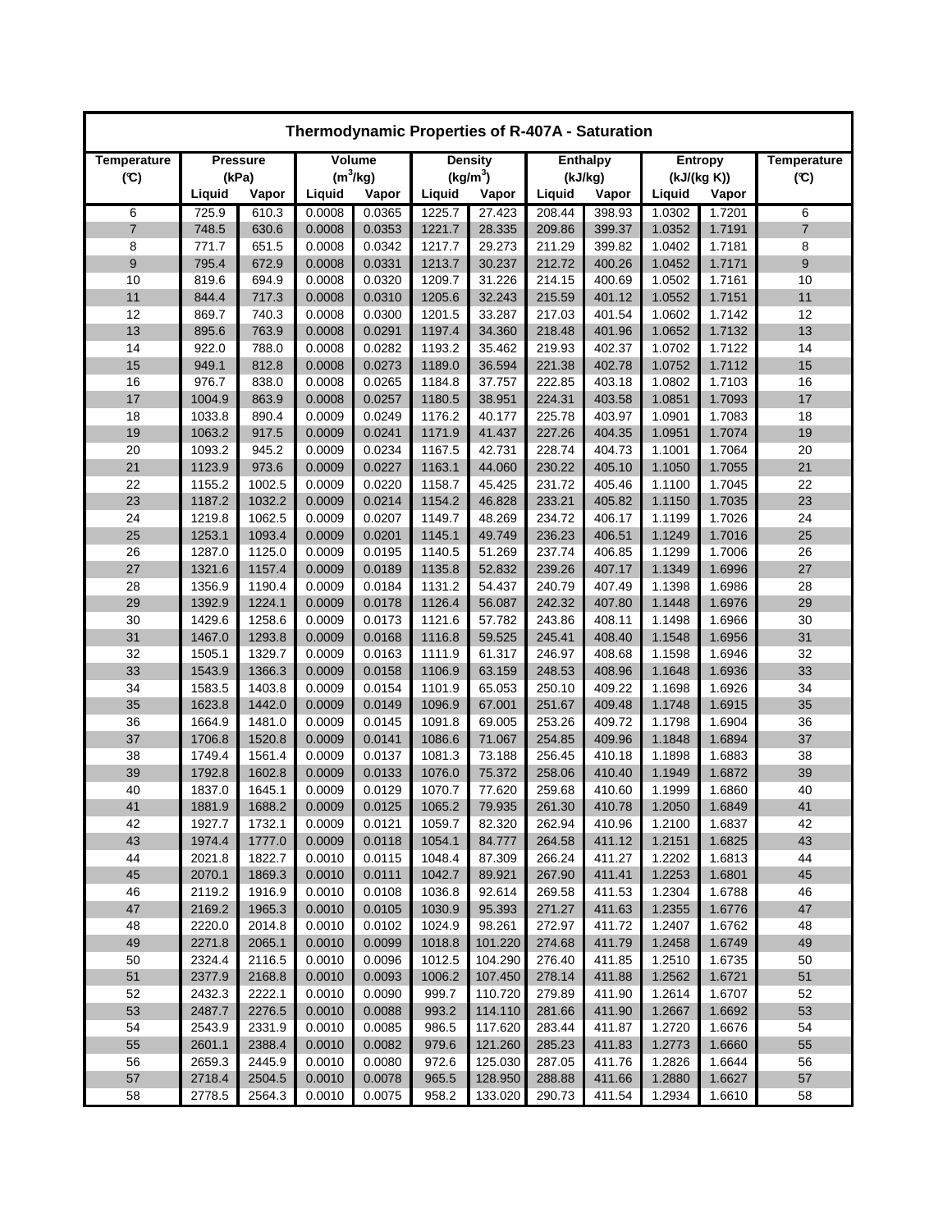| Thermodynamic Properties of R-407A - Saturation | | | | | | | | | | | |
|---|---|---|---|---|---|---|---|---|---|---|---|
| Temperature (℃) | Pressure (kPa) | | Volume ($m^3$/kg) | | Density ($kg/m^3$) | | Enthalpy (kJ/kg) | | Entropy (kJ/(kg K)) | | Temperature (℃) |
| | Liquid | Vapor | Liquid | Vapor | Liquid | Vapor | Liquid | Vapor | Liquid | Vapor | |
| 6 | 725.9 | 610.3 | 0.0008 | 0.0365 | 1225.7 | 27.423 | 208.44 | 398.93 | 1.0302 | 1.7201 | 6 |
| 7 | 748.5 | 630.6 | 0.0008 | 0.0353 | 1221.7 | 28.335 | 209.86 | 399.37 | 1.0352 | 1.7191 | 7 |
| 8 | 771.7 | 651.5 | 0.0008 | 0.0342 | 1217.7 | 29.273 | 211.29 | 399.82 | 1.0402 | 1.7181 | 8 |
| 9 | 795.4 | 672.9 | 0.0008 | 0.0331 | 1213.7 | 30.237 | 212.72 | 400.26 | 1.0452 | 1.7171 | 9 |
| 10 | 819.6 | 694.9 | 0.0008 | 0.0320 | 1209.7 | 31.226 | 214.15 | 400.69 | 1.0502 | 1.7161 | 10 |
| 11 | 844.4 | 717.3 | 0.0008 | 0.0310 | 1205.6 | 32.243 | 215.59 | 401.12 | 1.0552 | 1.7151 | 11 |
| 12 | 869.7 | 740.3 | 0.0008 | 0.0300 | 1201.5 | 33.287 | 217.03 | 401.54 | 1.0602 | 1.7142 | 12 |
| 13 | 895.6 | 763.9 | 0.0008 | 0.0291 | 1197.4 | 34.360 | 218.48 | 401.96 | 1.0652 | 1.7132 | 13 |
| 14 | 922.0 | 788.0 | 0.0008 | 0.0282 | 1193.2 | 35.462 | 219.93 | 402.37 | 1.0702 | 1.7122 | 14 |
| 15 | 949.1 | 812.8 | 0.0008 | 0.0273 | 1189.0 | 36.594 | 221.38 | 402.78 | 1.0752 | 1.7112 | 15 |
| 16 | 976.7 | 838.0 | 0.0008 | 0.0265 | 1184.8 | 37.757 | 222.85 | 403.18 | 1.0802 | 1.7103 | 16 |
| 17 | 1004.9 | 863.9 | 0.0008 | 0.0257 | 1180.5 | 38.951 | 224.31 | 403.58 | 1.0851 | 1.7093 | 17 |
| 18 | 1033.8 | 890.4 | 0.0009 | 0.0249 | 1176.2 | 40.177 | 225.78 | 403.97 | 1.0901 | 1.7083 | 18 |
| 19 | 1063.2 | 917.5 | 0.0009 | 0.0241 | 1171.9 | 41.437 | 227.26 | 404.35 | 1.0951 | 1.7074 | 19 |
| 20 | 1093.2 | 945.2 | 0.0009 | 0.0234 | 1167.5 | 42.731 | 228.74 | 404.73 | 1.1001 | 1.7064 | 20 |
| 21 | 1123.9 | 973.6 | 0.0009 | 0.0227 | 1163.1 | 44.060 | 230.22 | 405.10 | 1.1050 | 1.7055 | 21 |
| 22 | 1155.2 | 1002.5 | 0.0009 | 0.0220 | 1158.7 | 45.425 | 231.72 | 405.46 | 1.1100 | 1.7045 | 22 |
| 23 | 1187.2 | 1032.2 | 0.0009 | 0.0214 | 1154.2 | 46.828 | 233.21 | 405.82 | 1.1150 | 1.7035 | 23 |
| 24 | 1219.8 | 1062.5 | 0.0009 | 0.0207 | 1149.7 | 48.269 | 234.72 | 406.17 | 1.1199 | 1.7026 | 24 |
| 25 | 1253.1 | 1093.4 | 0.0009 | 0.0201 | 1145.1 | 49.749 | 236.23 | 406.51 | 1.1249 | 1.7016 | 25 |
| 26 | 1287.0 | 1125.0 | 0.0009 | 0.0195 | 1140.5 | 51.269 | 237.74 | 406.85 | 1.1299 | 1.7006 | 26 |
| 27 | 1321.6 | 1157.4 | 0.0009 | 0.0189 | 1135.8 | 52.832 | 239.26 | 407.17 | 1.1349 | 1.6996 | 27 |
| 28 | 1356.9 | 1190.4 | 0.0009 | 0.0184 | 1131.2 | 54.437 | 240.79 | 407.49 | 1.1398 | 1.6986 | 28 |
| 29 | 1392.9 | 1224.1 | 0.0009 | 0.0178 | 1126.4 | 56.087 | 242.32 | 407.80 | 1.1448 | 1.6976 | 29 |
| 30 | 1429.6 | 1258.6 | 0.0009 | 0.0173 | 1121.6 | 57.782 | 243.86 | 408.11 | 1.1498 | 1.6966 | 30 |
| 31 | 1467.0 | 1293.8 | 0.0009 | 0.0168 | 1116.8 | 59.525 | 245.41 | 408.40 | 1.1548 | 1.6956 | 31 |
| 32 | 1505.1 | 1329.7 | 0.0009 | 0.0163 | 1111.9 | 61.317 | 246.97 | 408.68 | 1.1598 | 1.6946 | 32 |
| 33 | 1543.9 | 1366.3 | 0.0009 | 0.0158 | 1106.9 | 63.159 | 248.53 | 408.96 | 1.1648 | 1.6936 | 33 |
| 34 | 1583.5 | 1403.8 | 0.0009 | 0.0154 | 1101.9 | 65.053 | 250.10 | 409.22 | 1.1698 | 1.6926 | 34 |
| 35 | 1623.8 | 1442.0 | 0.0009 | 0.0149 | 1096.9 | 67.001 | 251.67 | 409.48 | 1.1748 | 1.6915 | 35 |
| 36 | 1664.9 | 1481.0 | 0.0009 | 0.0145 | 1091.8 | 69.005 | 253.26 | 409.72 | 1.1798 | 1.6904 | 36 |
| 37 | 1706.8 | 1520.8 | 0.0009 | 0.0141 | 1086.6 | 71.067 | 254.85 | 409.96 | 1.1848 | 1.6894 | 37 |
| 38 | 1749.4 | 1561.4 | 0.0009 | 0.0137 | 1081.3 | 73.188 | 256.45 | 410.18 | 1.1898 | 1.6883 | 38 |
| 39 | 1792.8 | 1602.8 | 0.0009 | 0.0133 | 1076.0 | 75.372 | 258.06 | 410.40 | 1.1949 | 1.6872 | 39 |
| 40 | 1837.0 | 1645.1 | 0.0009 | 0.0129 | 1070.7 | 77.620 | 259.68 | 410.60 | 1.1999 | 1.6860 | 40 |
| 41 | 1881.9 | 1688.2 | 0.0009 | 0.0125 | 1065.2 | 79.935 | 261.30 | 410.78 | 1.2050 | 1.6849 | 41 |
| 42 | 1927.7 | 1732.1 | 0.0009 | 0.0121 | 1059.7 | 82.320 | 262.94 | 410.96 | 1.2100 | 1.6837 | 42 |
| 43 | 1974.4 | 1777.0 | 0.0009 | 0.0118 | 1054.1 | 84.777 | 264.58 | 411.12 | 1.2151 | 1.6825 | 43 |
| 44 | 2021.8 | 1822.7 | 0.0010 | 0.0115 | 1048.4 | 87.309 | 266.24 | 411.27 | 1.2202 | 1.6813 | 44 |
| 45 | 2070.1 | 1869.3 | 0.0010 | 0.0111 | 1042.7 | 89.921 | 267.90 | 411.41 | 1.2253 | 1.6801 | 45 |
| 46 | 2119.2 | 1916.9 | 0.0010 | 0.0108 | 1036.8 | 92.614 | 269.58 | 411.53 | 1.2304 | 1.6788 | 46 |
| 47 | 2169.2 | 1965.3 | 0.0010 | 0.0105 | 1030.9 | 95.393 | 271.27 | 411.63 | 1.2355 | 1.6776 | 47 |
| 48 | 2220.0 | 2014.8 | 0.0010 | 0.0102 | 1024.9 | 98.261 | 272.97 | 411.72 | 1.2407 | 1.6762 | 48 |
| 49 | 2271.8 | 2065.1 | 0.0010 | 0.0099 | 1018.8 | 101.220 | 274.68 | 411.79 | 1.2458 | 1.6749 | 49 |
| 50 | 2324.4 | 2116.5 | 0.0010 | 0.0096 | 1012.5 | 104.290 | 276.40 | 411.85 | 1.2510 | 1.6735 | 50 |
| 51 | 2377.9 | 2168.8 | 0.0010 | 0.0093 | 1006.2 | 107.450 | 278.14 | 411.88 | 1.2562 | 1.6721 | 51 |
| 52 | 2432.3 | 2222.1 | 0.0010 | 0.0090 | 999.7 | 110.720 | 279.89 | 411.90 | 1.2614 | 1.6707 | 52 |
| 53 | 2487.7 | 2276.5 | 0.0010 | 0.0088 | 993.2 | 114.110 | 281.66 | 411.90 | 1.2667 | 1.6692 | 53 |
| 54 | 2543.9 | 2331.9 | 0.0010 | 0.0085 | 986.5 | 117.620 | 283.44 | 411.87 | 1.2720 | 1.6676 | 54 |
| 55 | 2601.1 | 2388.4 | 0.0010 | 0.0082 | 979.6 | 121.260 | 285.23 | 411.83 | 1.2773 | 1.6660 | 55 |
| 56 | 2659.3 | 2445.9 | 0.0010 | 0.0080 | 972.6 | 125.030 | 287.05 | 411.76 | 1.2826 | 1.6644 | 56 |
| 57 | 2718.4 | 2504.5 | 0.0010 | 0.0078 | 965.5 | 128.950 | 288.88 | 411.66 | 1.2880 | 1.6627 | 57 |
| 58 | 2778.5 | 2564.3 | 0.0010 | 0.0075 | 958.2 | 133.020 | 290.73 | 411.54 | 1.2934 | 1.6610 | 58 |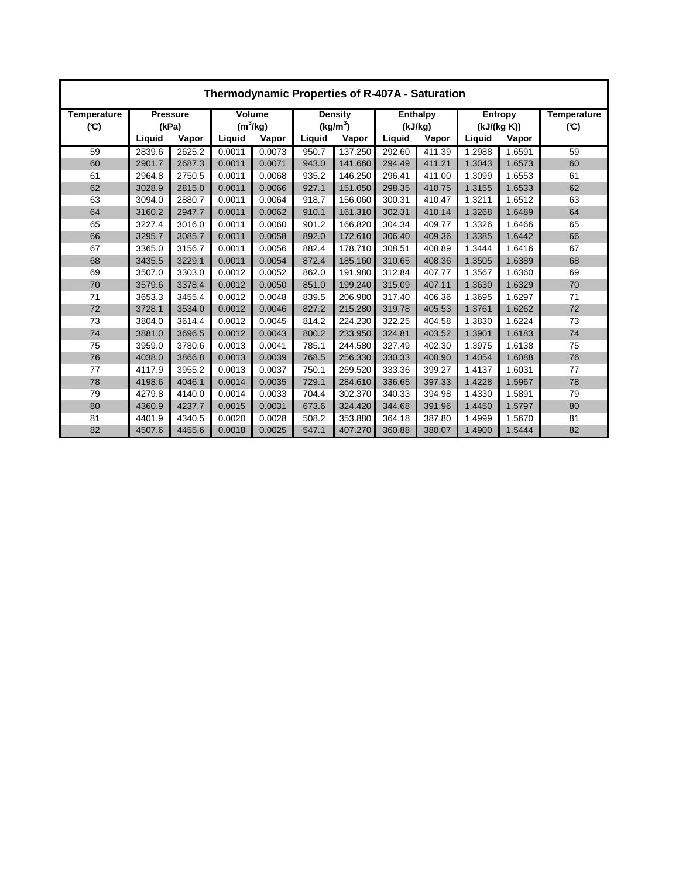## Thermodynamic Properties of R-407A - Saturation

| Temperature (°C) | Pressure (kPa) | | Volume ($m^3$/kg) | | Density ($kg/m^3$) | | Enthalpy (kJ/kg) | | Entropy (kJ/(kg K)) | | Temperature (°C) |
|---|---|---|---|---|---|---|---|---|---|---|---|
| | Liquid | Vapor | Liquid | Vapor | Liquid | Vapor | Liquid | Vapor | Liquid | Vapor | |
| 59 | 2839.6 | 2625.2 | 0.0011 | 0.0073 | 950.7 | 137.250 | 292.60 | 411.39 | 1.2988 | 1.6591 | 59 |
| 60 | 2901.7 | 2687.3 | 0.0011 | 0.0071 | 943.0 | 141.660 | 294.49 | 411.21 | 1.3043 | 1.6573 | 60 |
| 61 | 2964.8 | 2750.5 | 0.0011 | 0.0068 | 935.2 | 146.250 | 296.41 | 411.00 | 1.3099 | 1.6553 | 61 |
| 62 | 3028.9 | 2815.0 | 0.0011 | 0.0066 | 927.1 | 151.050 | 298.35 | 410.75 | 1.3155 | 1.6533 | 62 |
| 63 | 3094.0 | 2880.7 | 0.0011 | 0.0064 | 918.7 | 156.060 | 300.31 | 410.47 | 1.3211 | 1.6512 | 63 |
| 64 | 3160.2 | 2947.7 | 0.0011 | 0.0062 | 910.1 | 161.310 | 302.31 | 410.14 | 1.3268 | 1.6489 | 64 |
| 65 | 3227.4 | 3016.0 | 0.0011 | 0.0060 | 901.2 | 166.820 | 304.34 | 409.77 | 1.3326 | 1.6466 | 65 |
| 66 | 3295.7 | 3085.7 | 0.0011 | 0.0058 | 892.0 | 172.610 | 306.40 | 409.36 | 1.3385 | 1.6442 | 66 |
| 67 | 3365.0 | 3156.7 | 0.0011 | 0.0056 | 882.4 | 178.710 | 308.51 | 408.89 | 1.3444 | 1.6416 | 67 |
| 68 | 3435.5 | 3229.1 | 0.0011 | 0.0054 | 872.4 | 185.160 | 310.65 | 408.36 | 1.3505 | 1.6389 | 68 |
| 69 | 3507.0 | 3303.0 | 0.0012 | 0.0052 | 862.0 | 191.980 | 312.84 | 407.77 | 1.3567 | 1.6360 | 69 |
| 70 | 3579.6 | 3378.4 | 0.0012 | 0.0050 | 851.0 | 199.240 | 315.09 | 407.11 | 1.3630 | 1.6329 | 70 |
| 71 | 3653.3 | 3455.4 | 0.0012 | 0.0048 | 839.5 | 206.980 | 317.40 | 406.36 | 1.3695 | 1.6297 | 71 |
| 72 | 3728.1 | 3534.0 | 0.0012 | 0.0046 | 827.2 | 215.280 | 319.78 | 405.53 | 1.3761 | 1.6262 | 72 |
| 73 | 3804.0 | 3614.4 | 0.0012 | 0.0045 | 814.2 | 224.230 | 322.25 | 404.58 | 1.3830 | 1.6224 | 73 |
| 74 | 3881.0 | 3696.5 | 0.0012 | 0.0043 | 800.2 | 233.950 | 324.81 | 403.52 | 1.3901 | 1.6183 | 74 |
| 75 | 3959.0 | 3780.6 | 0.0013 | 0.0041 | 785.1 | 244.580 | 327.49 | 402.30 | 1.3975 | 1.6138 | 75 |
| 76 | 4038.0 | 3866.8 | 0.0013 | 0.0039 | 768.5 | 256.330 | 330.33 | 400.90 | 1.4054 | 1.6088 | 76 |
| 77 | 4117.9 | 3955.2 | 0.0013 | 0.0037 | 750.1 | 269.520 | 333.36 | 399.27 | 1.4137 | 1.6031 | 77 |
| 78 | 4198.6 | 4046.1 | 0.0014 | 0.0035 | 729.1 | 284.610 | 336.65 | 397.33 | 1.4228 | 1.5967 | 78 |
| 79 | 4279.8 | 4140.0 | 0.0014 | 0.0033 | 704.4 | 302.370 | 340.33 | 394.98 | 1.4330 | 1.5891 | 79 |
| 80 | 4360.9 | 4237.7 | 0.0015 | 0.0031 | 673.6 | 324.420 | 344.68 | 391.96 | 1.4450 | 1.5797 | 80 |
| 81 | 4401.9 | 4340.5 | 0.0020 | 0.0028 | 508.2 | 353.880 | 364.18 | 387.80 | 1.4999 | 1.5670 | 81 |
| 82 | 4507.6 | 4455.6 | 0.0018 | 0.0025 | 547.1 | 407.270 | 360.88 | 380.07 | 1.4900 | 1.5444 | 82 |